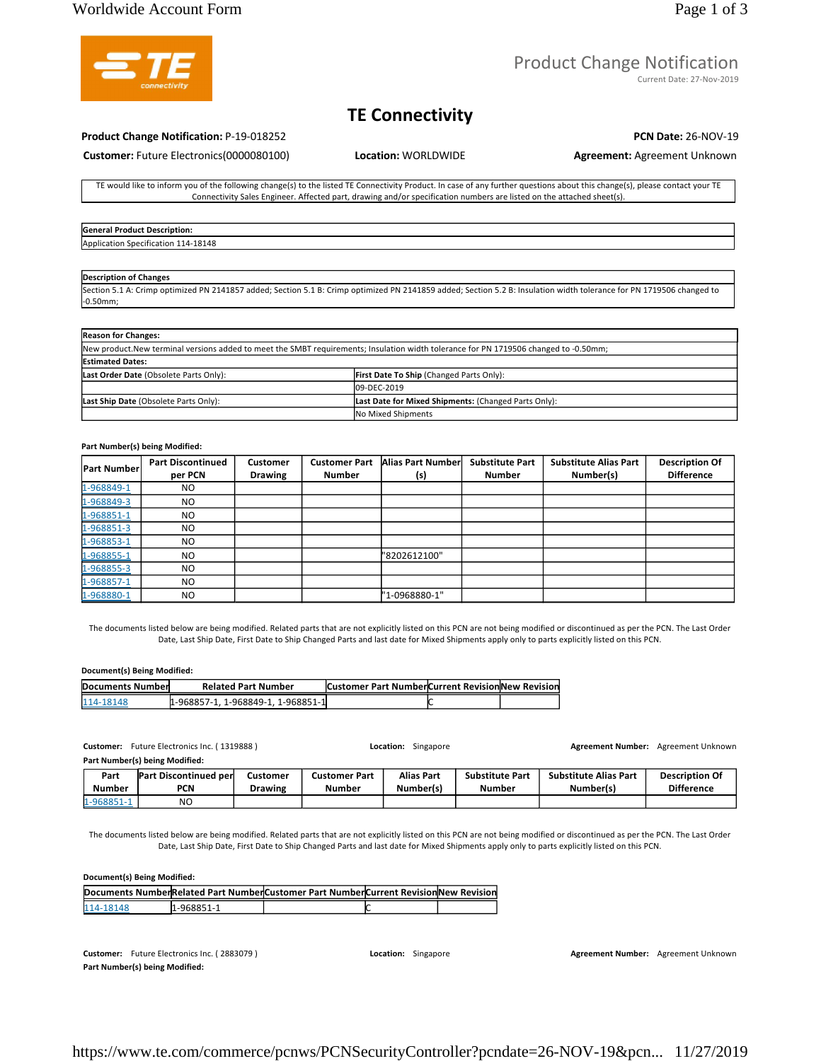# Product Change Notification

Current Date: 27-Nov-2019

## TE Connectivity

**Product Change Notification:** P-19-018252

**PCN Date:** 26-NOV-19

**Customer:** Future Electronics(0000080100)

**Location:** WORLDWIDE

**Agreement:** Agreement Unknown

TE would like to inform you of the following change(s) to the listed TE Connectivity Product. In case of any further questions about this change(s), please contact your TE Connectivity Sales Engineer. Affected part, drawing and/or specification numbers are listed on the attached sheet(s).

| General Product Description: |
|---|
| Application Specification 114-18148 |

| Description of Changes |
|---|
| Section 5.1 A: Crimp optimized PN 2141857 added; Section 5.1 B: Crimp optimized PN 2141859 added; Section 5.2 B: Insulation width tolerance for PN 1719506 changed to -0.50mm; |

| Reason for Changes: | |
|---|---|
| New product.New terminal versions added to meet the SMBT requirements; Insulation width tolerance for PN 1719506 changed to -0.50mm; | |
| **Estimated Dates:** | |
| **Last Order Date** (Obsolete Parts Only): | **First Date To Ship** (Changed Parts Only): |
| | 09-DEC-2019 |
| **Last Ship Date** (Obsolete Parts Only): | **Last Date for Mixed Shipments:** (Changed Parts Only): |
| | No Mixed Shipments |

**Part Number(s) being Modified:**

| Part Number | Part Discontinued per PCN | Customer Drawing | Customer Part Number | Alias Part Number (s) | Substitute Part Number | Substitute Alias Part Number(s) | Description Of Difference |
|---|---|---|---|---|---|---|---|
| 1-968849-1 | NO | | | | | | |
| 1-968849-3 | NO | | | | | | |
| 1-968851-1 | NO | | | | | | |
| 1-968851-3 | NO | | | | | | |
| 1-968853-1 | NO | | | | | | |
| 1-968855-1 | NO | | | "8202612100" | | | |
| 1-968855-3 | NO | | | | | | |
| 1-968857-1 | NO | | | | | | |
| 1-968880-1 | NO | | | "1-0968880-1" | | | |

The documents listed below are being modified. Related parts that are not explicitly listed on this PCN are not being modified or discontinued as per the PCN. The Last Order Date, Last Ship Date, First Date to Ship Changed Parts and last date for Mixed Shipments apply only to parts explicitly listed on this PCN.

**Document(s) Being Modified:**

| Documents Number | Related Part Number | Customer Part Number | Current Revision | New Revision |
|---|---|---|---|---|
| 114-18148 | 1-968857-1, 1-968849-1, 1-968851-1 | | C | |

**Customer:** Future Electronics Inc. ( 1319888 )

**Location:** Singapore

**Agreement Number:** Agreement Unknown

**Part Number(s) being Modified:**

| Part Number | Part Discontinued per PCN | Customer Drawing | Customer Part Number | Alias Part Number(s) | Substitute Part Number | Substitute Alias Part Number(s) | Description Of Difference |
|---|---|---|---|---|---|---|---|
| 1-968851-1 | NO | | | | | | |

The documents listed below are being modified. Related parts that are not explicitly listed on this PCN are not being modified or discontinued as per the PCN. The Last Order Date, Last Ship Date, First Date to Ship Changed Parts and last date for Mixed Shipments apply only to parts explicitly listed on this PCN.

**Document(s) Being Modified:**

| Documents Number | Related Part Number | Customer Part Number | Current Revision | New Revision |
|---|---|---|---|---|
| 114-18148 | 1-968851-1 | | C | |

**Customer:** Future Electronics Inc. ( 2883079 )

**Location:** Singapore

**Agreement Number:** Agreement Unknown

**Part Number(s) being Modified:**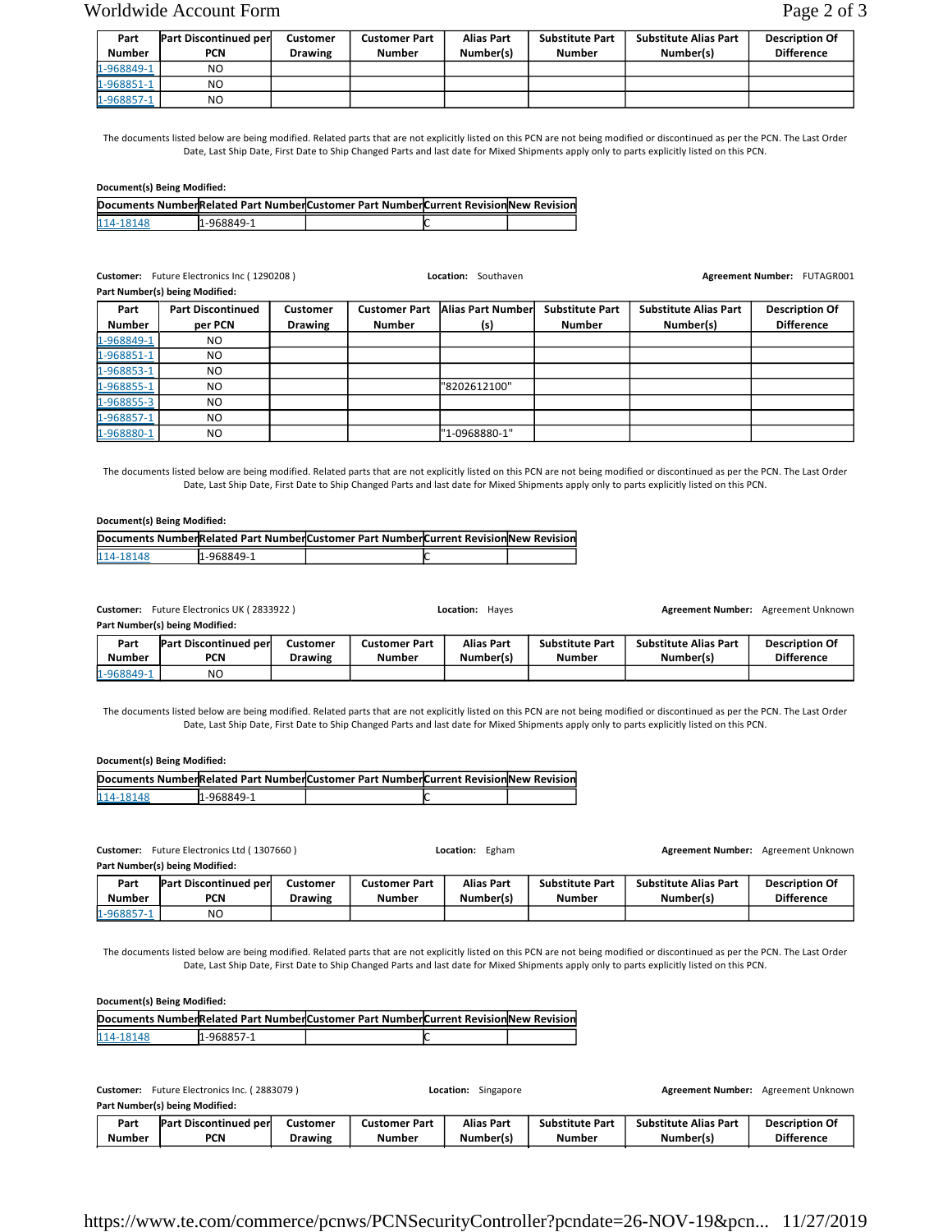| Part Number | Part Discontinued per PCN | Customer Drawing | Customer Part Number | Alias Part Number(s) | Substitute Part Number | Substitute Alias Part Number(s) | Description Of Difference |
|---|---|---|---|---|---|---|---|
| 1-968849-1 | NO | | | | | | |
| 1-968851-1 | NO | | | | | | |
| 1-968857-1 | NO | | | | | | |

The documents listed below are being modified. Related parts that are not explicitly listed on this PCN are not being modified or discontinued as per the PCN. The Last Order Date, Last Ship Date, First Date to Ship Changed Parts and last date for Mixed Shipments apply only to parts explicitly listed on this PCN.

**Document(s) Being Modified:**

| Documents Number | Related Part Number | Customer Part Number | Current Revision | New Revision |
|---|---|---|---|---|
| 114-18148 | 1-968849-1 | | C | |

**Customer:** Future Electronics Inc ( 1290208 ) **Location:** Southaven **Agreement Number:** FUTAGR001

**Part Number(s) being Modified:**

| Part Number | Part Discontinued per PCN | Customer Drawing | Customer Part Number | Alias Part Number (s) | Substitute Part Number | Substitute Alias Part Number(s) | Description Of Difference |
|---|---|---|---|---|---|---|---|
| 1-968849-1 | NO | | | | | | |
| 1-968851-1 | NO | | | | | | |
| 1-968853-1 | NO | | | | | | |
| 1-968855-1 | NO | | | "8202612100" | | | |
| 1-968855-3 | NO | | | | | | |
| 1-968857-1 | NO | | | | | | |
| 1-968880-1 | NO | | | "1-0968880-1" | | | |

The documents listed below are being modified. Related parts that are not explicitly listed on this PCN are not being modified or discontinued as per the PCN. The Last Order Date, Last Ship Date, First Date to Ship Changed Parts and last date for Mixed Shipments apply only to parts explicitly listed on this PCN.

**Document(s) Being Modified:**

| Documents Number | Related Part Number | Customer Part Number | Current Revision | New Revision |
|---|---|---|---|---|
| 114-18148 | 1-968849-1 | | C | |

**Customer:** Future Electronics UK ( 2833922 ) **Location:** Hayes **Agreement Number:** Agreement Unknown

**Part Number(s) being Modified:**

| Part Number | Part Discontinued per PCN | Customer Drawing | Customer Part Number | Alias Part Number(s) | Substitute Part Number | Substitute Alias Part Number(s) | Description Of Difference |
|---|---|---|---|---|---|---|---|
| 1-968849-1 | NO | | | | | | |

The documents listed below are being modified. Related parts that are not explicitly listed on this PCN are not being modified or discontinued as per the PCN. The Last Order Date, Last Ship Date, First Date to Ship Changed Parts and last date for Mixed Shipments apply only to parts explicitly listed on this PCN.

**Document(s) Being Modified:**

| Documents Number | Related Part Number | Customer Part Number | Current Revision | New Revision |
|---|---|---|---|---|
| 114-18148 | 1-968849-1 | | C | |

**Customer:** Future Electronics Ltd ( 1307660 ) **Location:** Egham **Agreement Number:** Agreement Unknown

**Part Number(s) being Modified:**

| Part Number | Part Discontinued per PCN | Customer Drawing | Customer Part Number | Alias Part Number(s) | Substitute Part Number | Substitute Alias Part Number(s) | Description Of Difference |
|---|---|---|---|---|---|---|---|
| 1-968857-1 | NO | | | | | | |

The documents listed below are being modified. Related parts that are not explicitly listed on this PCN are not being modified or discontinued as per the PCN. The Last Order Date, Last Ship Date, First Date to Ship Changed Parts and last date for Mixed Shipments apply only to parts explicitly listed on this PCN.

**Document(s) Being Modified:**

| Documents Number | Related Part Number | Customer Part Number | Current Revision | New Revision |
|---|---|---|---|---|
| 114-18148 | 1-968857-1 | | C | |

**Customer:** Future Electronics Inc. ( 2883079 ) **Location:** Singapore **Agreement Number:** Agreement Unknown

**Part Number(s) being Modified:**

| Part Number | Part Discontinued per PCN | Customer Drawing | Customer Part Number | Alias Part Number(s) | Substitute Part Number | Substitute Alias Part Number(s) | Description Of Difference |
|---|---|---|---|---|---|---|---|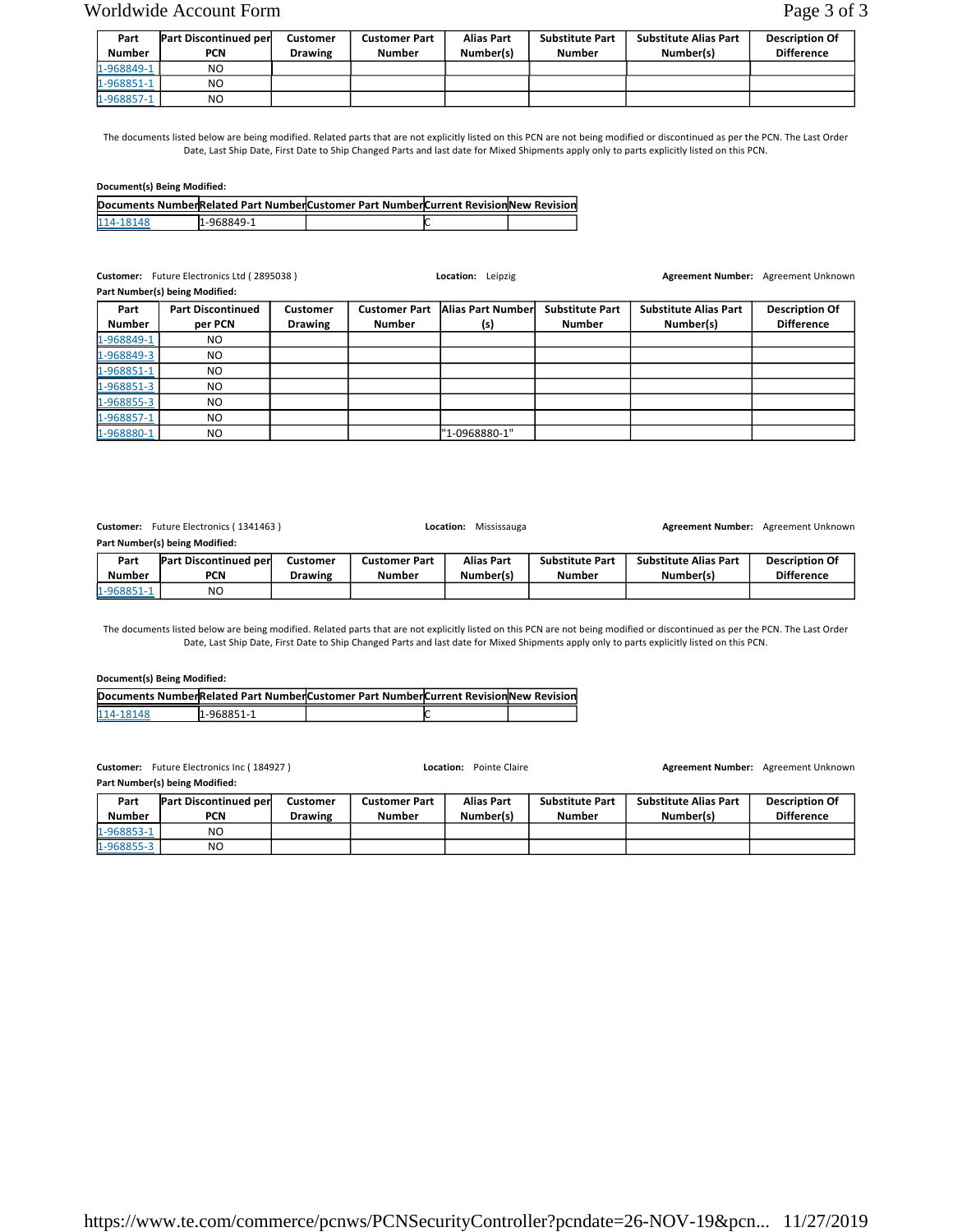| Part Number | Part Discontinued per PCN | Customer Drawing | Customer Part Number | Alias Part Number(s) | Substitute Part Number | Substitute Alias Part Number(s) | Description Of Difference |
|---|---|---|---|---|---|---|---|
| 1-968849-1 | NO | | | | | | |
| 1-968851-1 | NO | | | | | | |
| 1-968857-1 | NO | | | | | | |

The documents listed below are being modified. Related parts that are not explicitly listed on this PCN are not being modified or discontinued as per the PCN. The Last Order Date, Last Ship Date, First Date to Ship Changed Parts and last date for Mixed Shipments apply only to parts explicitly listed on this PCN.

**Document(s) Being Modified:**

| Documents Number | Related Part Number | Customer Part Number | Current Revision | New Revision |
|---|---|---|---|---|
| 114-18148 | 1-968849-1 | | C | |

**Customer:** Future Electronics Ltd ( 2895038 ) **Location:** Leipzig **Agreement Number:** Agreement Unknown

**Part Number(s) being Modified:**

| Part Number | Part Discontinued per PCN | Customer Drawing | Customer Part Number | Alias Part Number (s) | Substitute Part Number | Substitute Alias Part Number(s) | Description Of Difference |
|---|---|---|---|---|---|---|---|
| 1-968849-1 | NO | | | | | | |
| 1-968849-3 | NO | | | | | | |
| 1-968851-1 | NO | | | | | | |
| 1-968851-3 | NO | | | | | | |
| 1-968855-3 | NO | | | | | | |
| 1-968857-1 | NO | | | | | | |
| 1-968880-1 | NO | | | "1-0968880-1" | | | |

**Customer:** Future Electronics ( 1341463 ) **Location:** Mississauga **Agreement Number:** Agreement Unknown

**Part Number(s) being Modified:**

| Part Number | Part Discontinued per PCN | Customer Drawing | Customer Part Number | Alias Part Number(s) | Substitute Part Number | Substitute Alias Part Number(s) | Description Of Difference |
|---|---|---|---|---|---|---|---|
| 1-968851-1 | NO | | | | | | |

The documents listed below are being modified. Related parts that are not explicitly listed on this PCN are not being modified or discontinued as per the PCN. The Last Order Date, Last Ship Date, First Date to Ship Changed Parts and last date for Mixed Shipments apply only to parts explicitly listed on this PCN.

**Document(s) Being Modified:**

| Documents Number | Related Part Number | Customer Part Number | Current Revision | New Revision |
|---|---|---|---|---|
| 114-18148 | 1-968851-1 | | C | |

**Customer:** Future Electronics Inc ( 184927 ) **Location:** Pointe Claire **Agreement Number:** Agreement Unknown

**Part Number(s) being Modified:**

| Part Number | Part Discontinued per PCN | Customer Drawing | Customer Part Number | Alias Part Number(s) | Substitute Part Number | Substitute Alias Part Number(s) | Description Of Difference |
|---|---|---|---|---|---|---|---|
| 1-968853-1 | NO | | | | | | |
| 1-968855-3 | NO | | | | | | |